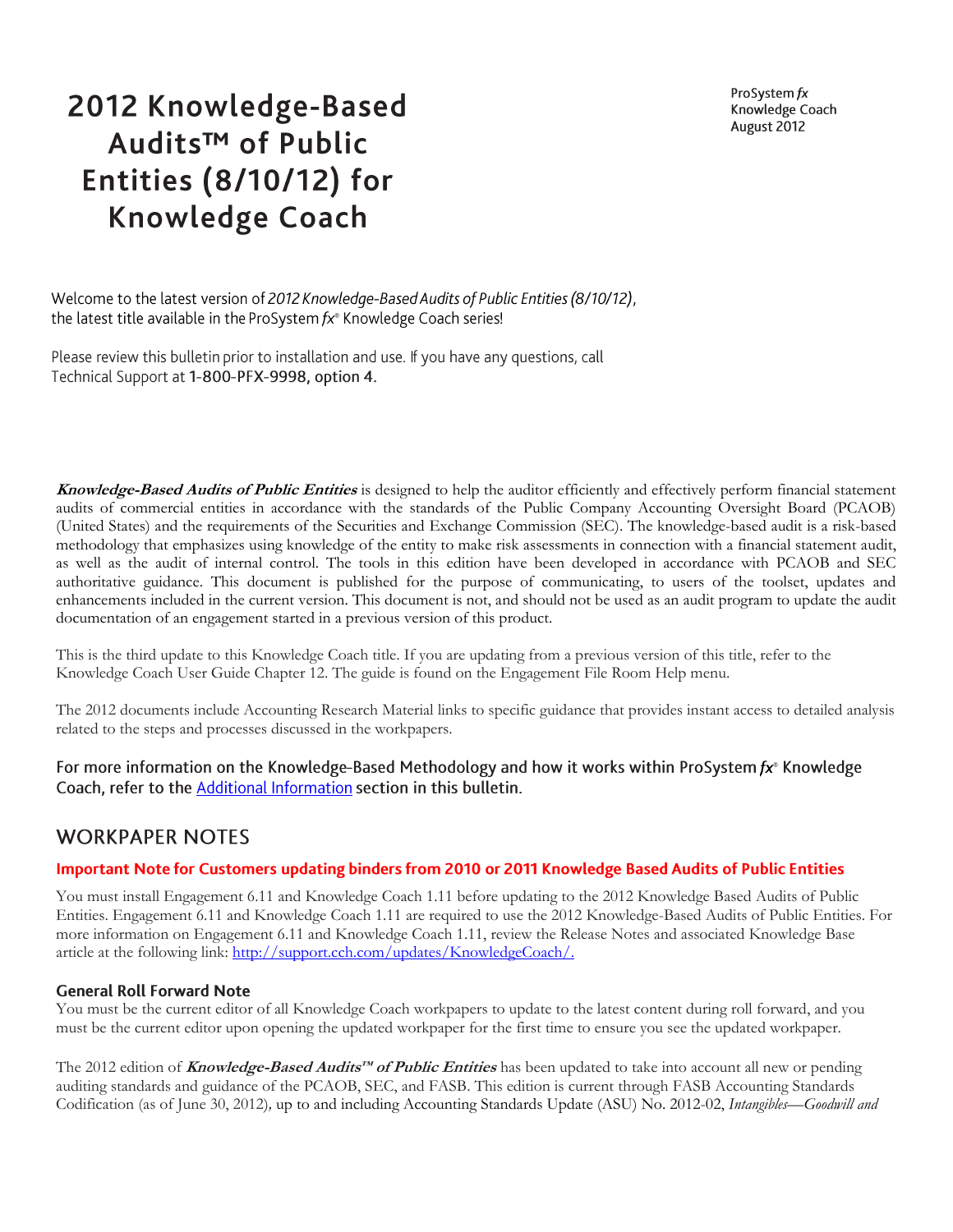# 2012 Knowledge-Based Audits™ of Public Entities (8/10/12) for Knowledge Coach

ProSystem *fx*
Knowledge Coach
August 2012

Welcome to the latest version of *2012 Knowledge-Based Audits of Public Entities (8/10/12)*, the latest title available in the ProSystem *fx*® Knowledge Coach series!

Please review this bulletin prior to installation and use. If you have any questions, call Technical Support at **1-800-PFX-9998, option 4**.

***Knowledge-Based Audits of Public Entities*** is designed to help the auditor efficiently and effectively perform financial statement audits of commercial entities in accordance with the standards of the Public Company Accounting Oversight Board (PCAOB) (United States) and the requirements of the Securities and Exchange Commission (SEC). The knowledge-based audit is a risk-based methodology that emphasizes using knowledge of the entity to make risk assessments in connection with a financial statement audit, as well as the audit of internal control. The tools in this edition have been developed in accordance with PCAOB and SEC authoritative guidance. This document is published for the purpose of communicating, to users of the toolset, updates and enhancements included in the current version. This document is not, and should not be used as an audit program to update the audit documentation of an engagement started in a previous version of this product.

This is the third update to this Knowledge Coach title. If you are updating from a previous version of this title, refer to the Knowledge Coach User Guide Chapter 12. The guide is found on the Engagement File Room Help menu.

The 2012 documents include Accounting Research Material links to specific guidance that provides instant access to detailed analysis related to the steps and processes discussed in the workpapers.

**For more information on the Knowledge-Based Methodology and how it works within ProSystem *fx*® Knowledge Coach, refer to the [Additional Information](#) section in this bulletin.**

## WORKPAPER NOTES

### Important Note for Customers updating binders from 2010 or 2011 Knowledge Based Audits of Public Entities

You must install Engagement 6.11 and Knowledge Coach 1.11 before updating to the 2012 Knowledge Based Audits of Public Entities. Engagement 6.11 and Knowledge Coach 1.11 are required to use the 2012 Knowledge-Based Audits of Public Entities. For more information on Engagement 6.11 and Knowledge Coach 1.11, review the Release Notes and associated Knowledge Base article at the following link: [http://support.cch.com/updates/KnowledgeCoach/.](http://support.cch.com/updates/KnowledgeCoach/)

### General Roll Forward Note

You must be the current editor of all Knowledge Coach workpapers to update to the latest content during roll forward, and you must be the current editor upon opening the updated workpaper for the first time to ensure you see the updated workpaper.

The 2012 edition of ***Knowledge-Based Audits™ of Public Entities*** has been updated to take into account all new or pending auditing standards and guidance of the PCAOB, SEC, and FASB. This edition is current through FASB Accounting Standards Codification (as of June 30, 2012), up to and including Accounting Standards Update (ASU) No. 2012-02, *Intangibles—Goodwill and*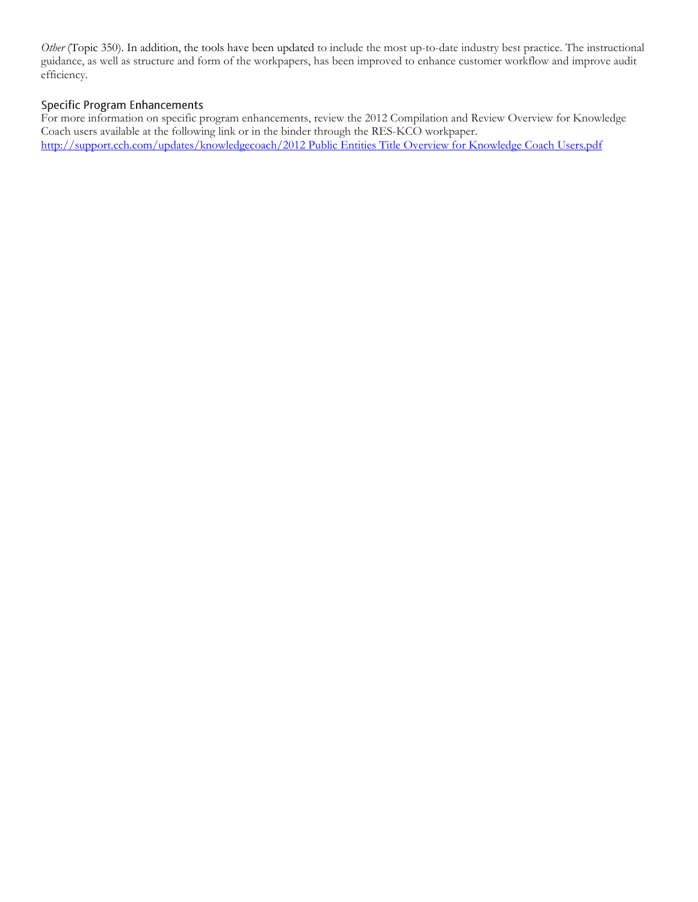*Other* (Topic 350). In addition, the tools have been updated to include the most up-to-date industry best practice. The instructional guidance, as well as structure and form of the workpapers, has been improved to enhance customer workflow and improve audit efficiency.

## Specific Program Enhancements

For more information on specific program enhancements, review the 2012 Compilation and Review Overview for Knowledge Coach users available at the following link or in the binder through the RES-KCO workpaper.
http://support.cch.com/updates/knowledgecoach/2012 Public Entities Title Overview for Knowledge Coach Users.pdf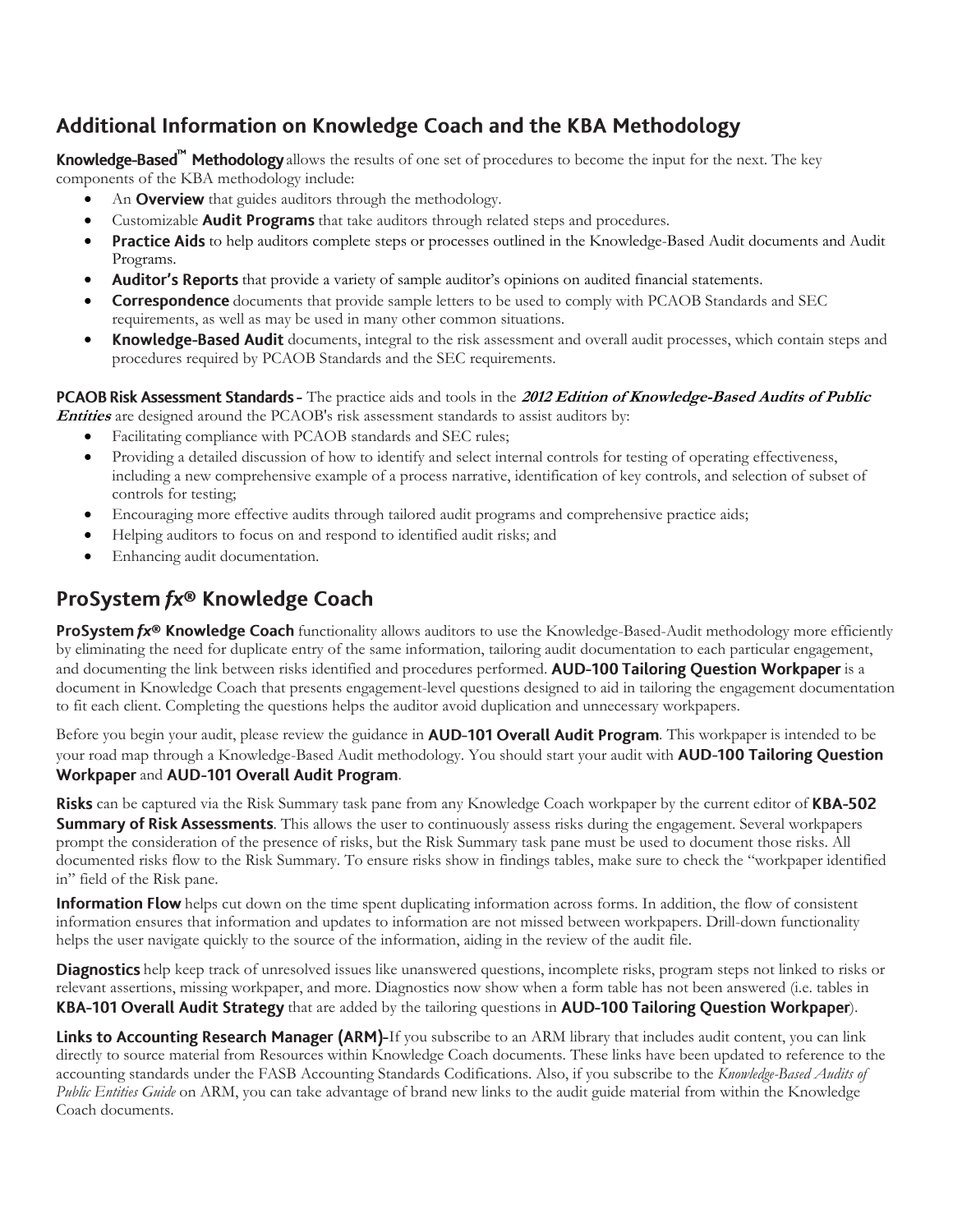## Additional Information on Knowledge Coach and the KBA Methodology

**Knowledge-Based™ Methodology** allows the results of one set of procedures to become the input for the next. The key components of the KBA methodology include:

- An **Overview** that guides auditors through the methodology.
- Customizable **Audit Programs** that take auditors through related steps and procedures.
- **Practice Aids** to help auditors complete steps or processes outlined in the Knowledge-Based Audit documents and Audit Programs.
- **Auditor's Reports** that provide a variety of sample auditor's opinions on audited financial statements.
- **Correspondence** documents that provide sample letters to be used to comply with PCAOB Standards and SEC requirements, as well as may be used in many other common situations.
- **Knowledge-Based Audit** documents, integral to the risk assessment and overall audit processes, which contain steps and procedures required by PCAOB Standards and the SEC requirements.

**PCAOB Risk Assessment Standards -** The practice aids and tools in the ***2012 Edition of Knowledge-Based Audits of Public Entities*** are designed around the PCAOB's risk assessment standards to assist auditors by:

- Facilitating compliance with PCAOB standards and SEC rules;
- Providing a detailed discussion of how to identify and select internal controls for testing of operating effectiveness, including a new comprehensive example of a process narrative, identification of key controls, and selection of subset of controls for testing;
- Encouraging more effective audits through tailored audit programs and comprehensive practice aids;
- Helping auditors to focus on and respond to identified audit risks; and
- Enhancing audit documentation.

## ProSystem *fx*® Knowledge Coach

**ProSystem *fx*® Knowledge Coach** functionality allows auditors to use the Knowledge-Based-Audit methodology more efficiently by eliminating the need for duplicate entry of the same information, tailoring audit documentation to each particular engagement, and documenting the link between risks identified and procedures performed. **AUD-100 Tailoring Question Workpaper** is a document in Knowledge Coach that presents engagement-level questions designed to aid in tailoring the engagement documentation to fit each client. Completing the questions helps the auditor avoid duplication and unnecessary workpapers.

Before you begin your audit, please review the guidance in **AUD-101 Overall Audit Program**. This workpaper is intended to be your road map through a Knowledge-Based Audit methodology. You should start your audit with **AUD-100 Tailoring Question Workpaper** and **AUD-101 Overall Audit Program**.

**Risks** can be captured via the Risk Summary task pane from any Knowledge Coach workpaper by the current editor of **KBA-502 Summary of Risk Assessments**. This allows the user to continuously assess risks during the engagement. Several workpapers prompt the consideration of the presence of risks, but the Risk Summary task pane must be used to document those risks. All documented risks flow to the Risk Summary. To ensure risks show in findings tables, make sure to check the "workpaper identified in" field of the Risk pane.

**Information Flow** helps cut down on the time spent duplicating information across forms. In addition, the flow of consistent information ensures that information and updates to information are not missed between workpapers. Drill-down functionality helps the user navigate quickly to the source of the information, aiding in the review of the audit file.

**Diagnostics** help keep track of unresolved issues like unanswered questions, incomplete risks, program steps not linked to risks or relevant assertions, missing workpaper, and more. Diagnostics now show when a form table has not been answered (i.e. tables in **KBA-101 Overall Audit Strategy** that are added by the tailoring questions in **AUD-100 Tailoring Question Workpaper**).

**Links to Accounting Research Manager (ARM)-**If you subscribe to an ARM library that includes audit content, you can link directly to source material from Resources within Knowledge Coach documents. These links have been updated to reference to the accounting standards under the FASB Accounting Standards Codifications. Also, if you subscribe to the *Knowledge-Based Audits of Public Entities Guide* on ARM, you can take advantage of brand new links to the audit guide material from within the Knowledge Coach documents.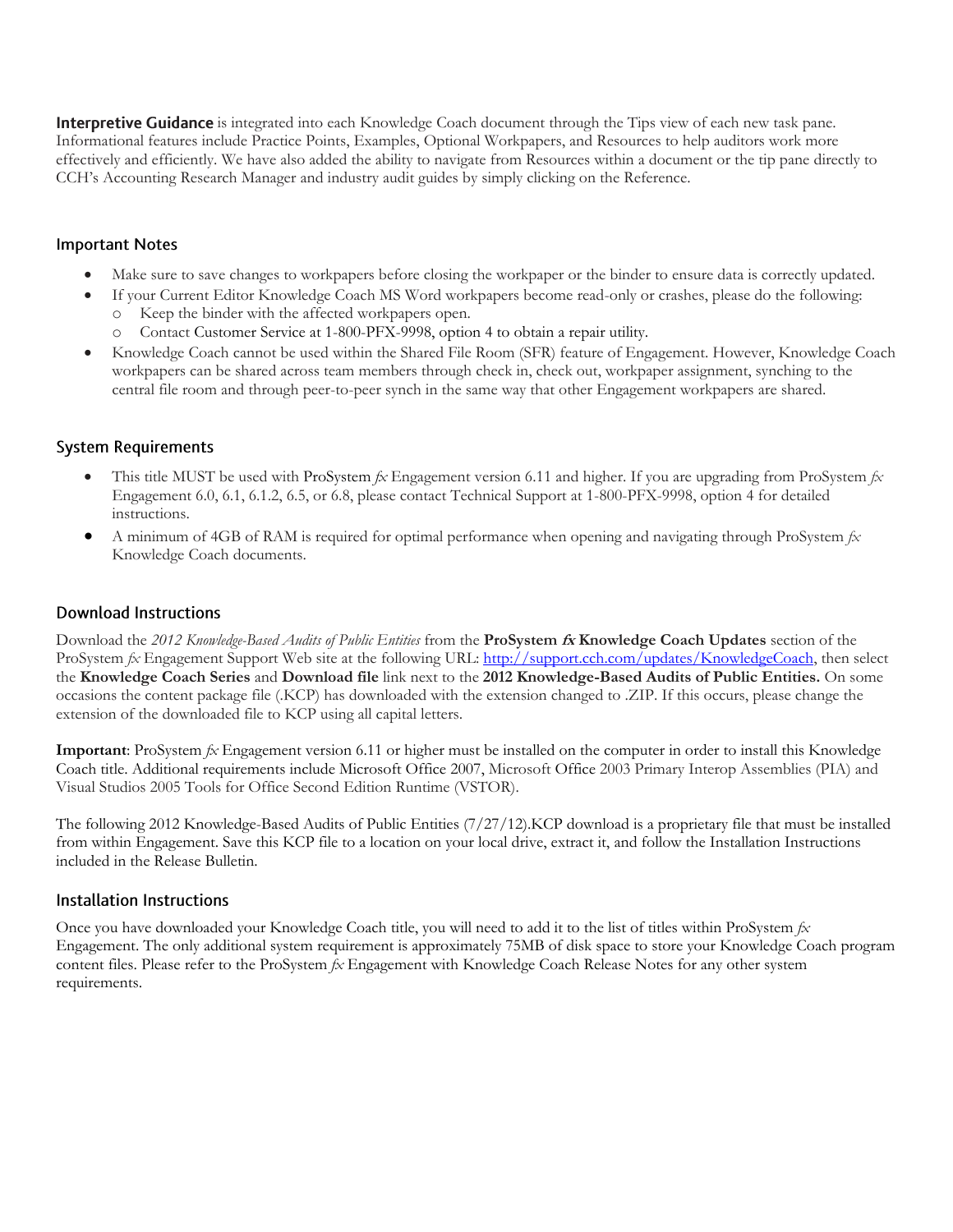**Interpretive Guidance** is integrated into each Knowledge Coach document through the Tips view of each new task pane. Informational features include Practice Points, Examples, Optional Workpapers, and Resources to help auditors work more effectively and efficiently. We have also added the ability to navigate from Resources within a document or the tip pane directly to CCH's Accounting Research Manager and industry audit guides by simply clicking on the Reference.

## Important Notes

- Make sure to save changes to workpapers before closing the workpaper or the binder to ensure data is correctly updated.
- If your Current Editor Knowledge Coach MS Word workpapers become read-only or crashes, please do the following:
  - Keep the binder with the affected workpapers open.
  - Contact Customer Service at 1-800-PFX-9998, option 4 to obtain a repair utility.
- Knowledge Coach cannot be used within the Shared File Room (SFR) feature of Engagement. However, Knowledge Coach workpapers can be shared across team members through check in, check out, workpaper assignment, synching to the central file room and through peer-to-peer synch in the same way that other Engagement workpapers are shared.

## System Requirements

- This title MUST be used with ProSystem *fx* Engagement version 6.11 and higher. If you are upgrading from ProSystem *fx* Engagement 6.0, 6.1, 6.1.2, 6.5, or 6.8, please contact Technical Support at 1-800-PFX-9998, option 4 for detailed instructions.
- A minimum of 4GB of RAM is required for optimal performance when opening and navigating through ProSystem *fx* Knowledge Coach documents.

## Download Instructions

Download the *2012 Knowledge-Based Audits of Public Entities* from the **ProSystem *fx* Knowledge Coach Updates** section of the ProSystem *fx* Engagement Support Web site at the following URL: http://support.cch.com/updates/KnowledgeCoach, then select the **Knowledge Coach Series** and **Download file** link next to the **2012 Knowledge-Based Audits of Public Entities.** On some occasions the content package file (.KCP) has downloaded with the extension changed to .ZIP. If this occurs, please change the extension of the downloaded file to KCP using all capital letters.

**Important**: ProSystem *fx* Engagement version 6.11 or higher must be installed on the computer in order to install this Knowledge Coach title. Additional requirements include Microsoft Office 2007, Microsoft Office 2003 Primary Interop Assemblies (PIA) and Visual Studios 2005 Tools for Office Second Edition Runtime (VSTOR).

The following 2012 Knowledge-Based Audits of Public Entities (7/27/12).KCP download is a proprietary file that must be installed from within Engagement. Save this KCP file to a location on your local drive, extract it, and follow the Installation Instructions included in the Release Bulletin.

## Installation Instructions

Once you have downloaded your Knowledge Coach title, you will need to add it to the list of titles within ProSystem *fx* Engagement. The only additional system requirement is approximately 75MB of disk space to store your Knowledge Coach program content files. Please refer to the ProSystem *fx* Engagement with Knowledge Coach Release Notes for any other system requirements.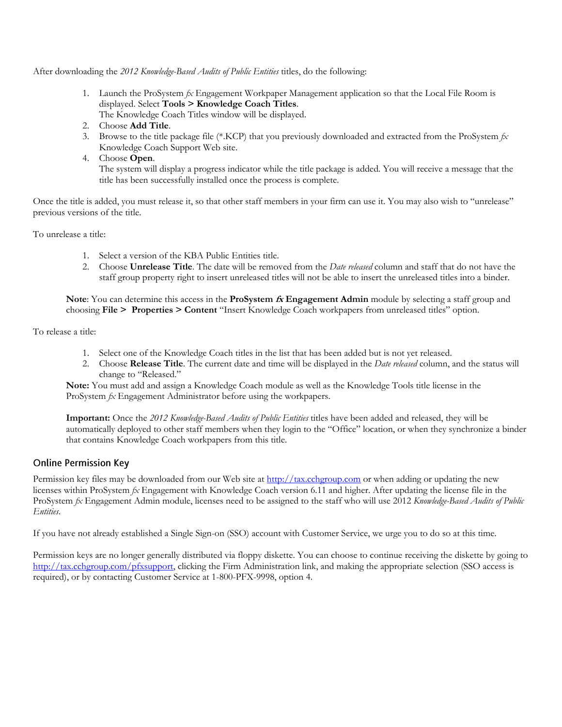After downloading the *2012 Knowledge-Based Audits of Public Entities* titles, do the following:

1. Launch the ProSystem *fx* Engagement Workpaper Management application so that the Local File Room is displayed. Select **Tools > Knowledge Coach Titles**.
   The Knowledge Coach Titles window will be displayed.
2. Choose **Add Title**.
3. Browse to the title package file (*.KCP) that you previously downloaded and extracted from the ProSystem *fx* Knowledge Coach Support Web site.
4. Choose **Open**.
   The system will display a progress indicator while the title package is added. You will receive a message that the title has been successfully installed once the process is complete.

Once the title is added, you must release it, so that other staff members in your firm can use it. You may also wish to "unrelease" previous versions of the title.

To unrelease a title:

1. Select a version of the KBA Public Entities title.
2. Choose **Unrelease Title**. The date will be removed from the *Date released* column and staff that do not have the staff group property right to insert unreleased titles will not be able to insert the unreleased titles into a binder.

**Note**: You can determine this access in the **ProSystem *fx* Engagement Admin** module by selecting a staff group and choosing **File > Properties > Content** "Insert Knowledge Coach workpapers from unreleased titles" option.

To release a title:

1. Select one of the Knowledge Coach titles in the list that has been added but is not yet released.
2. Choose **Release Title**. The current date and time will be displayed in the *Date released* column, and the status will change to "Released."

**Note:** You must add and assign a Knowledge Coach module as well as the Knowledge Tools title license in the ProSystem *fx* Engagement Administrator before using the workpapers.

**Important:** Once the *2012 Knowledge-Based Audits of Public Entities* titles have been added and released, they will be automatically deployed to other staff members when they login to the "Office" location, or when they synchronize a binder that contains Knowledge Coach workpapers from this title.

## Online Permission Key

Permission key files may be downloaded from our Web site at http://tax.cchgroup.com or when adding or updating the new licenses within ProSystem *fx* Engagement with Knowledge Coach version 6.11 and higher. After updating the license file in the ProSystem *fx* Engagement Admin module, licenses need to be assigned to the staff who will use 2012 *Knowledge-Based Audits of Public Entities*.

If you have not already established a Single Sign-on (SSO) account with Customer Service, we urge you to do so at this time.

Permission keys are no longer generally distributed via floppy diskette. You can choose to continue receiving the diskette by going to http://tax.cchgroup.com/pfxsupport, clicking the Firm Administration link, and making the appropriate selection (SSO access is required), or by contacting Customer Service at 1-800-PFX-9998, option 4.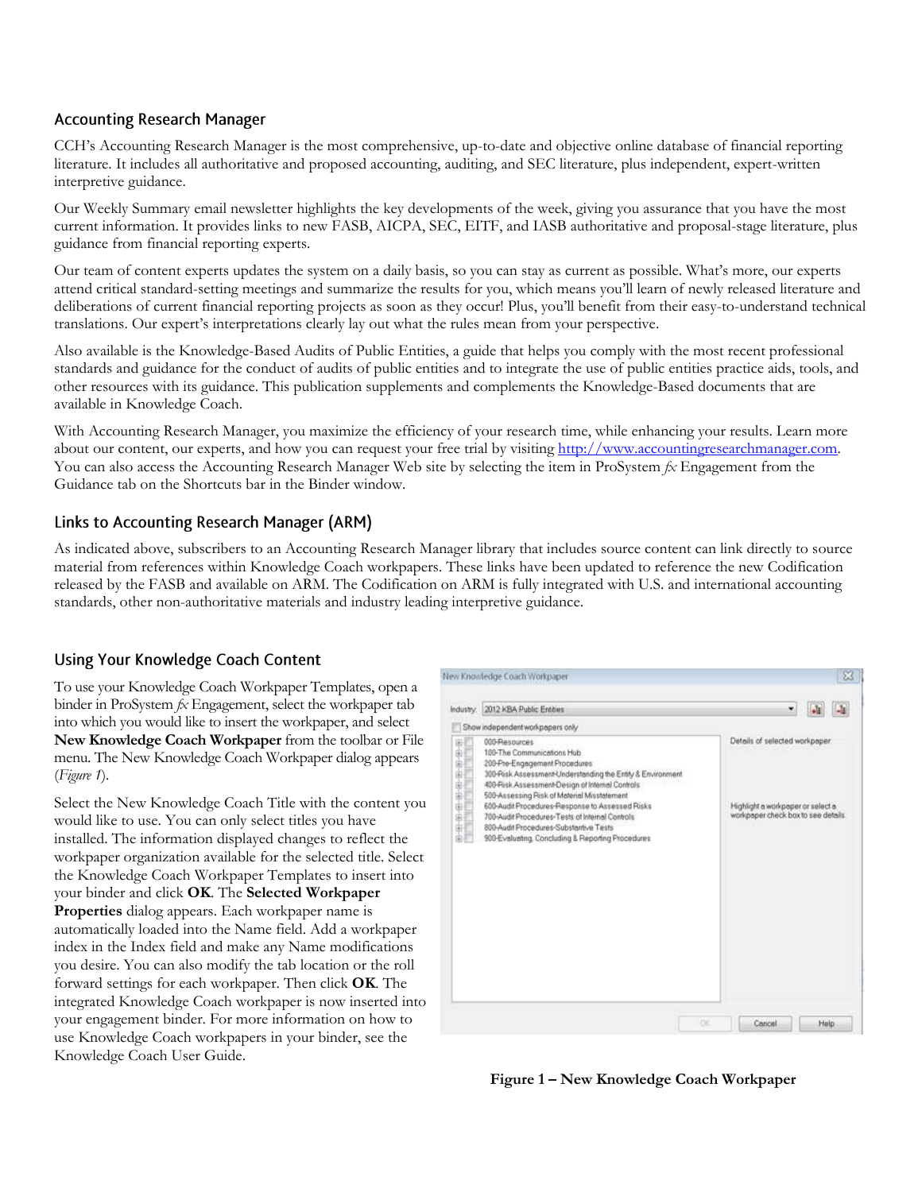## Accounting Research Manager

CCH's Accounting Research Manager is the most comprehensive, up-to-date and objective online database of financial reporting literature. It includes all authoritative and proposed accounting, auditing, and SEC literature, plus independent, expert-written interpretive guidance.

Our Weekly Summary email newsletter highlights the key developments of the week, giving you assurance that you have the most current information. It provides links to new FASB, AICPA, SEC, EITF, and IASB authoritative and proposal-stage literature, plus guidance from financial reporting experts.

Our team of content experts updates the system on a daily basis, so you can stay as current as possible. What's more, our experts attend critical standard-setting meetings and summarize the results for you, which means you'll learn of newly released literature and deliberations of current financial reporting projects as soon as they occur! Plus, you'll benefit from their easy-to-understand technical translations. Our expert's interpretations clearly lay out what the rules mean from your perspective.

Also available is the Knowledge-Based Audits of Public Entities, a guide that helps you comply with the most recent professional standards and guidance for the conduct of audits of public entities and to integrate the use of public entities practice aids, tools, and other resources with its guidance. This publication supplements and complements the Knowledge-Based documents that are available in Knowledge Coach.

With Accounting Research Manager, you maximize the efficiency of your research time, while enhancing your results. Learn more about our content, our experts, and how you can request your free trial by visiting http://www.accountingresearchmanager.com. You can also access the Accounting Research Manager Web site by selecting the item in ProSystem *fx* Engagement from the Guidance tab on the Shortcuts bar in the Binder window.

## Links to Accounting Research Manager (ARM)

As indicated above, subscribers to an Accounting Research Manager library that includes source content can link directly to source material from references within Knowledge Coach workpapers. These links have been updated to reference the new Codification released by the FASB and available on ARM. The Codification on ARM is fully integrated with U.S. and international accounting standards, other non-authoritative materials and industry leading interpretive guidance.

## Using Your Knowledge Coach Content

To use your Knowledge Coach Workpaper Templates, open a binder in ProSystem *fx* Engagement, select the workpaper tab into which you would like to insert the workpaper, and select **New Knowledge Coach Workpaper** from the toolbar or File menu. The New Knowledge Coach Workpaper dialog appears (*Figure 1*).

Select the New Knowledge Coach Title with the content you would like to use. You can only select titles you have installed. The information displayed changes to reflect the workpaper organization available for the selected title. Select the Knowledge Coach Workpaper Templates to insert into your binder and click **OK**. The **Selected Workpaper Properties** dialog appears. Each workpaper name is automatically loaded into the Name field. Add a workpaper index in the Index field and make any Name modifications you desire. You can also modify the tab location or the roll forward settings for each workpaper. Then click **OK**. The integrated Knowledge Coach workpaper is now inserted into your engagement binder. For more information on how to use Knowledge Coach workpapers in your binder, see the Knowledge Coach User Guide.

New Knowledge Coach Workpaper

Industry: 2012 KBA Public Entities

Show independent workpapers only

000-Resources
100-The Communications Hub
200-Pre-Engagement Procedures
300-Risk Assessment-Understanding the Entity & Environment
400-Risk Assessment-Design of Internal Controls
500-Assessing Risk of Material Misstatement
600-Audit Procedures-Response to Assessed Risks
700-Audit Procedures-Tests of Internal Controls
800-Audit Procedures-Substantive Tests
900-Evaluating, Concluding & Reporting Procedures

Details of selected workpaper

Highlight a workpaper or select a workpaper check box to see details.

OK Cancel Help

**Figure 1 – New Knowledge Coach Workpaper**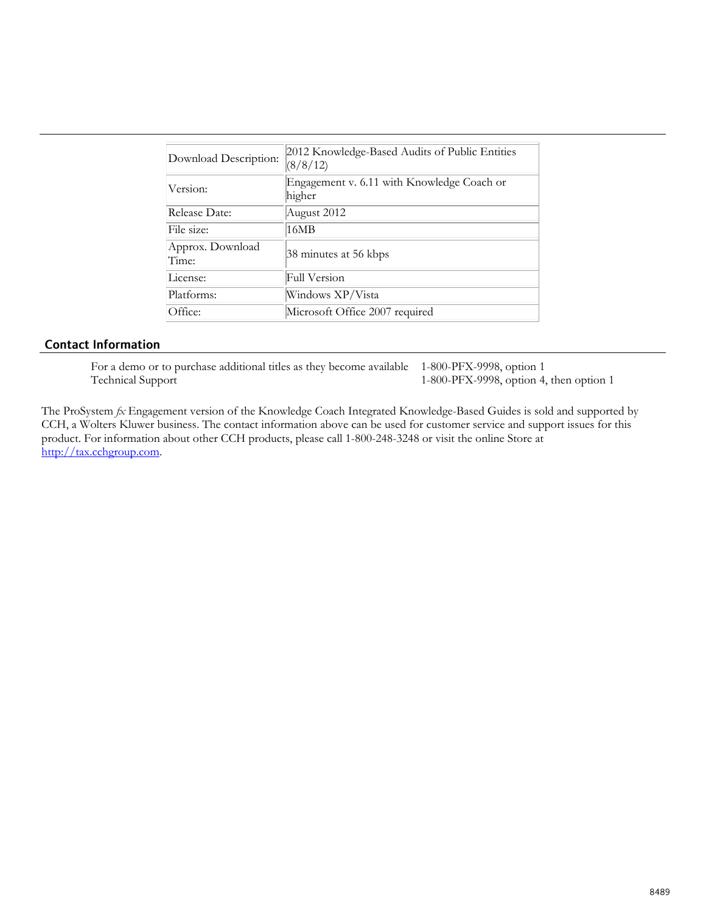| | |
|---|---|
| Download Description: | 2012 Knowledge-Based Audits of Public Entities (8/8/12) |
| Version: | Engagement v. 6.11 with Knowledge Coach or higher |
| Release Date: | August 2012 |
| File size: | 16MB |
| Approx. Download Time: | 38 minutes at 56 kbps |
| License: | Full Version |
| Platforms: | Windows XP/Vista |
| Office: | Microsoft Office 2007 required |

## Contact Information

| | |
|---|---|
| For a demo or to purchase additional titles as they become available | 1-800-PFX-9998, option 1 |
| Technical Support | 1-800-PFX-9998, option 4, then option 1 |

The ProSystem *fx* Engagement version of the Knowledge Coach Integrated Knowledge-Based Guides is sold and supported by CCH, a Wolters Kluwer business. The contact information above can be used for customer service and support issues for this product. For information about other CCH products, please call 1-800-248-3248 or visit the online Store at http://tax.cchgroup.com.